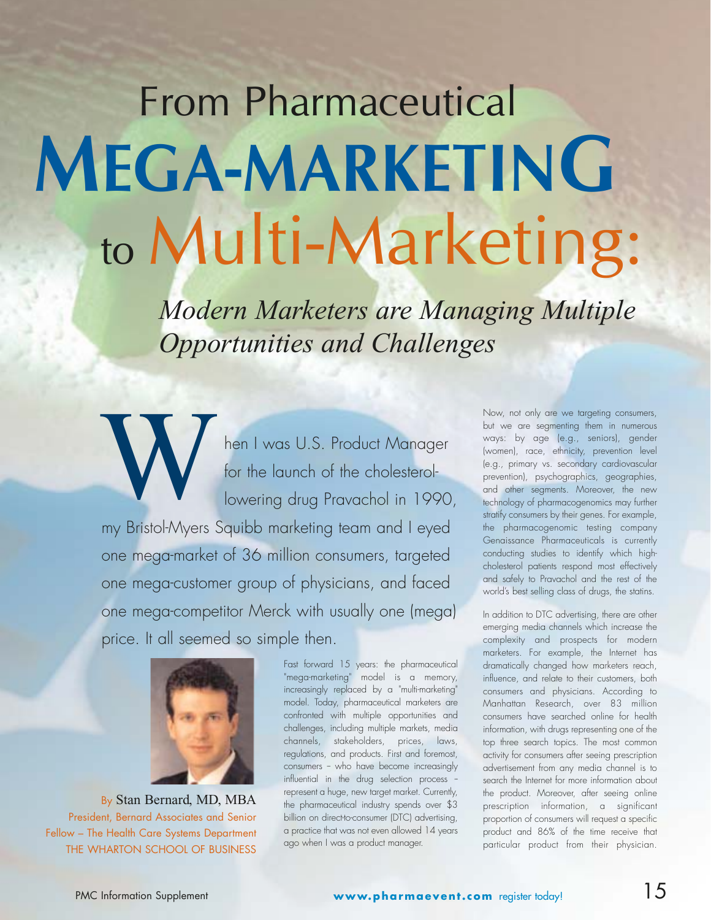# From Pharmaceutical MEGA-MARKETING to Multi-Marketing:

## *Modern Marketers are Managing Multiple Opportunities and Challenges*

When I was U.S. Product Manager for the launch of the cholesterol-lowering drug Pravachol in 1990, my Bristol-Myers Squibb marketing team and I eyed one mega-market of 36 million consumers, targeted one mega-customer group of physicians, and faced one mega-competitor Merck with usually one (mega) price. It all seemed so simple then.

By Stan Bernard, MD, MBA
President, Bernard Associates and Senior Fellow – The Health Care Systems Department
THE WHARTON SCHOOL OF BUSINESS

Fast forward 15 years: the pharmaceutical "mega-marketing" model is a memory, increasingly replaced by a "multi-marketing" model. Today, pharmaceutical marketers are confronted with multiple opportunities and challenges, including multiple markets, media channels, stakeholders, prices, laws, regulations, and products. First and foremost, consumers – who have become increasingly influential in the drug selection process – represent a huge, new target market. Currently, the pharmaceutical industry spends over $3 billion on direct-to-consumer (DTC) advertising, a practice that was not even allowed 14 years ago when I was a product manager.

Now, not only are we targeting consumers, but we are segmenting them in numerous ways: by age (e.g., seniors), gender (women), race, ethnicity, prevention level (e.g., primary vs. secondary cardiovascular prevention), psychographics, geographies, and other segments. Moreover, the new technology of pharmacogenomics may further stratify consumers by their genes. For example, the pharmacogenomic testing company Genaissance Pharmaceuticals is currently conducting studies to identify which high-cholesterol patients respond most effectively and safely to Pravachol and the rest of the world's best selling class of drugs, the statins.

In addition to DTC advertising, there are other emerging media channels which increase the complexity and prospects for modern marketers. For example, the Internet has dramatically changed how marketers reach, influence, and relate to their customers, both consumers and physicians. According to Manhattan Research, over 83 million consumers have searched online for health information, with drugs representing one of the top three search topics. The most common activity for consumers after seeing prescription advertisement from any media channel is to search the Internet for more information about the product. Moreover, after seeing online prescription information, a significant proportion of consumers will request a specific product and 86% of the time receive that particular product from their physician.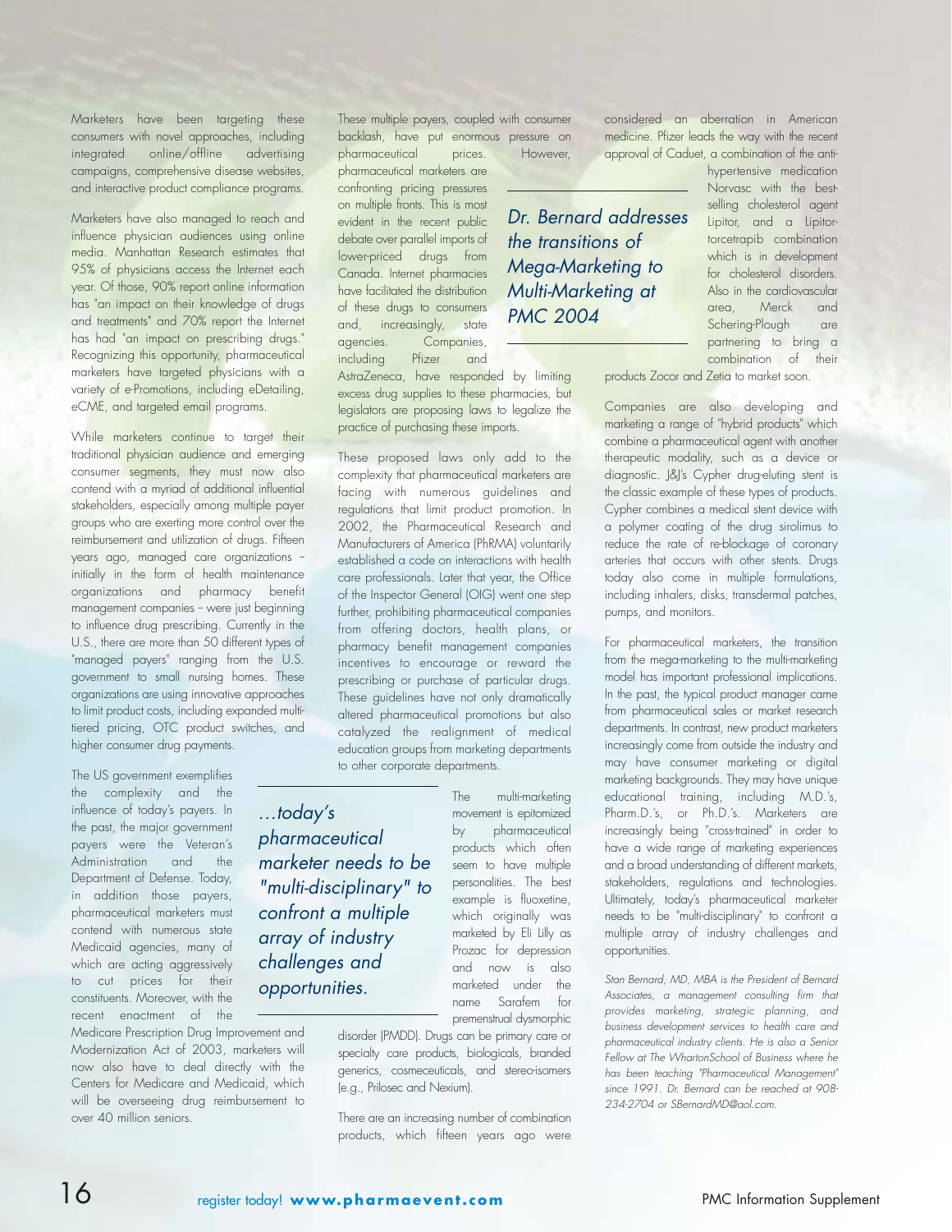Marketers have been targeting these consumers with novel approaches, including integrated online/offline advertising campaigns, comprehensive disease websites, and interactive product compliance programs.

Marketers have also managed to reach and influence physician audiences using online media. Manhattan Research estimates that 95% of physicians access the Internet each year. Of those, 90% report online information has "an impact on their knowledge of drugs and treatments" and 70% report the Internet has had "an impact on prescribing drugs." Recognizing this opportunity, pharmaceutical marketers have targeted physicians with a variety of e-Promotions, including eDetailing, eCME, and targeted email programs.

While marketers continue to target their traditional physician audience and emerging consumer segments, they must now also contend with a myriad of additional influential stakeholders, especially among multiple payer groups who are exerting more control over the reimbursement and utilization of drugs. Fifteen years ago, managed care organizations – initially in the form of health maintenance organizations and pharmacy benefit management companies – were just beginning to influence drug prescribing. Currently in the U.S., there are more than 50 different types of "managed payers" ranging from the U.S. government to small nursing homes. These organizations are using innovative approaches to limit product costs, including expanded multi-tiered pricing, OTC product switches, and higher consumer drug payments.

The US government exemplifies the complexity and the influence of today's payers. In the past, the major government payers were the Veteran's Administration and the Department of Defense. Today, in addition those payers, pharmaceutical marketers must contend with numerous state Medicaid agencies, many of which are acting aggressively to cut prices for their constituents. Moreover, with the recent enactment of the Medicare Prescription Drug Improvement and Modernization Act of 2003, marketers will now also have to deal directly with the Centers for Medicare and Medicaid, which will be overseeing drug reimbursement to over 40 million seniors.

*…today's pharmaceutical marketer needs to be "multi-disciplinary" to confront a multiple array of industry challenges and opportunities.*

These multiple payers, coupled with consumer backlash, have put enormous pressure on pharmaceutical prices. However, pharmaceutical marketers are confronting pricing pressures on multiple fronts. This is most evident in the recent public debate over parallel imports of lower-priced drugs from Canada. Internet pharmacies have facilitated the distribution of these drugs to consumers and, increasingly, state agencies. Companies, including Pfizer and AstraZeneca, have responded by limiting excess drug supplies to these pharmacies, but legislators are proposing laws to legalize the practice of purchasing these imports.

*Dr. Bernard addresses the transitions of Mega-Marketing to Multi-Marketing at PMC 2004*

These proposed laws only add to the complexity that pharmaceutical marketers are facing with numerous guidelines and regulations that limit product promotion. In 2002, the Pharmaceutical Research and Manufacturers of America (PhRMA) voluntarily established a code on interactions with health care professionals. Later that year, the Office of the Inspector General (OIG) went one step further, prohibiting pharmaceutical companies from offering doctors, health plans, or pharmacy benefit management companies incentives to encourage or reward the prescribing or purchase of particular drugs. These guidelines have not only dramatically altered pharmaceutical promotions but also catalyzed the realignment of medical education groups from marketing departments to other corporate departments.

The multi-marketing movement is epitomized by pharmaceutical products which often seem to have multiple personalities. The best example is fluoxetine, which originally was marketed by Eli Lilly as Prozac for depression and now is also marketed under the name Sarafem for premenstrual dysmorphic disorder (PMDD). Drugs can be primary care or specialty care products, biologicals, branded generics, cosmeceuticals, and stereo-isomers (e.g., Prilosec and Nexium).

There are an increasing number of combination products, which fifteen years ago were considered an aberration in American medicine. Pfizer leads the way with the recent approval of Caduet, a combination of the anti-hypertensive medication Norvasc with the best-selling cholesterol agent Lipitor, and a Lipitor-torcetrapib combination which is in development for cholesterol disorders. Also in the cardiovascular area, Merck and Schering-Plough are partnering to bring a combination of their products Zocor and Zetia to market soon.

Companies are also developing and marketing a range of "hybrid products" which combine a pharmaceutical agent with another therapeutic modality, such as a device or diagnostic. J&J's Cypher drug-eluting stent is the classic example of these types of products. Cypher combines a medical stent device with a polymer coating of the drug sirolimus to reduce the rate of re-blockage of coronary arteries that occurs with other stents. Drugs today also come in multiple formulations, including inhalers, disks, transdermal patches, pumps, and monitors.

For pharmaceutical marketers, the transition from the mega-marketing to the multi-marketing model has important professional implications. In the past, the typical product manager came from pharmaceutical sales or market research departments. In contrast, new product marketers increasingly come from outside the industry and may have consumer marketing or digital marketing backgrounds. They may have unique educational training, including M.D.'s, Pharm.D.'s, or Ph.D.'s. Marketers are increasingly being "cross-trained" in order to have a wide range of marketing experiences and a broad understanding of different markets, stakeholders, regulations and technologies. Ultimately, today's pharmaceutical marketer needs to be "multi-disciplinary" to confront a multiple array of industry challenges and opportunities.

*Stan Bernard, MD, MBA is the President of Bernard Associates, a management consulting firm that provides marketing, strategic planning, and business development services to health care and pharmaceutical industry clients. He is also a Senior Fellow at The WhartonSchool of Business where he has been teaching "Pharmaceutical Management" since 1991. Dr. Bernard can be reached at 908-234-2704 or SBernardMD@aol.com.*

register today! **www.pharmaevent.com**